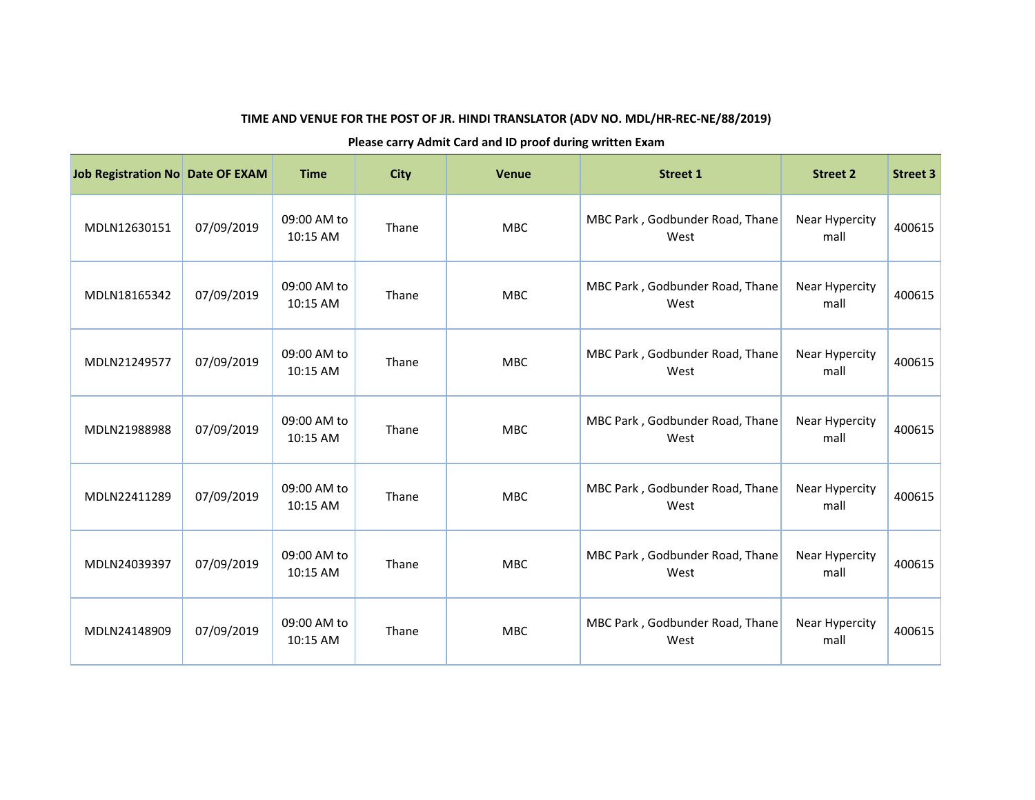**TIME AND VENUE FOR THE POST OF JR. HINDI TRANSLATOR (ADV NO. MDL/HR-REC-NE/88/2019)**

**Please carry Admit Card and ID proof during written Exam**

| Job Registration No | Date OF EXAM | Time | City | Venue | Street 1 | Street 2 | Street 3 |
|---|---|---|---|---|---|---|---|
| MDLN12630151 | 07/09/2019 | 09:00 AM to 10:15 AM | Thane | MBC | MBC Park , Godbunder Road, Thane West | Near Hypercity mall | 400615 |
| MDLN18165342 | 07/09/2019 | 09:00 AM to 10:15 AM | Thane | MBC | MBC Park , Godbunder Road, Thane West | Near Hypercity mall | 400615 |
| MDLN21249577 | 07/09/2019 | 09:00 AM to 10:15 AM | Thane | MBC | MBC Park , Godbunder Road, Thane West | Near Hypercity mall | 400615 |
| MDLN21988988 | 07/09/2019 | 09:00 AM to 10:15 AM | Thane | MBC | MBC Park , Godbunder Road, Thane West | Near Hypercity mall | 400615 |
| MDLN22411289 | 07/09/2019 | 09:00 AM to 10:15 AM | Thane | MBC | MBC Park , Godbunder Road, Thane West | Near Hypercity mall | 400615 |
| MDLN24039397 | 07/09/2019 | 09:00 AM to 10:15 AM | Thane | MBC | MBC Park , Godbunder Road, Thane West | Near Hypercity mall | 400615 |
| MDLN24148909 | 07/09/2019 | 09:00 AM to 10:15 AM | Thane | MBC | MBC Park , Godbunder Road, Thane West | Near Hypercity mall | 400615 |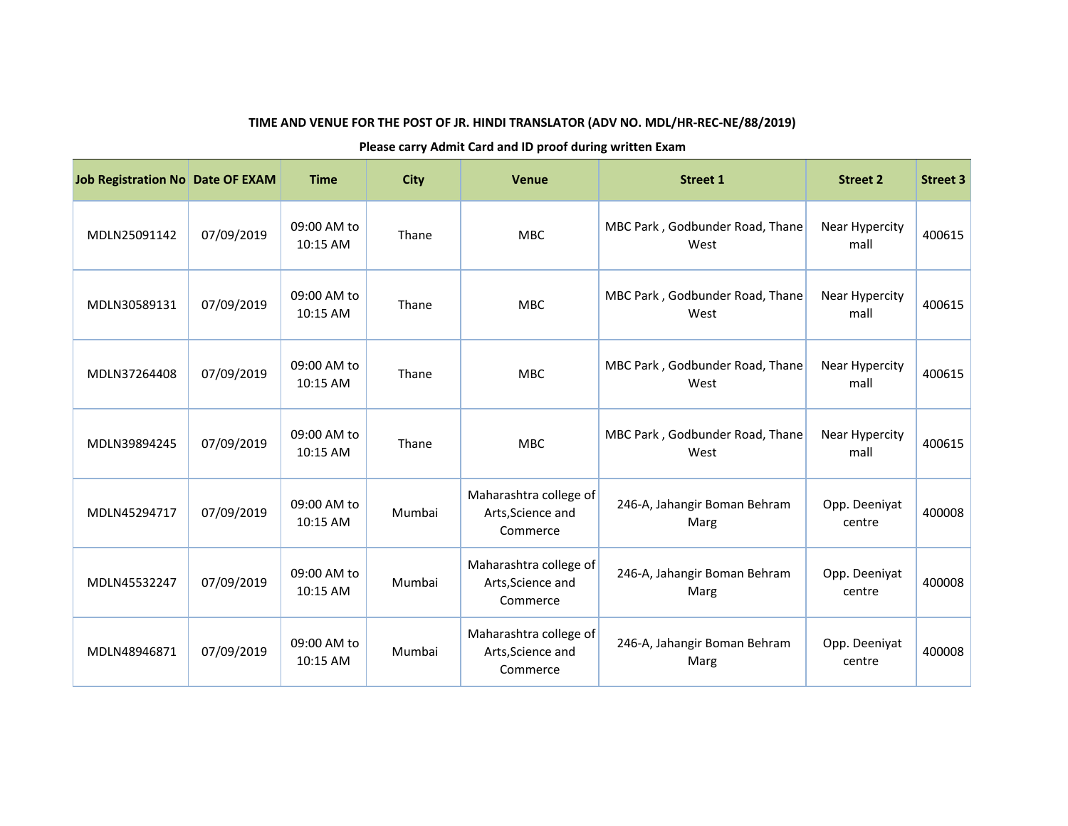**TIME AND VENUE FOR THE POST OF JR. HINDI TRANSLATOR (ADV NO. MDL/HR-REC-NE/88/2019)**

**Please carry Admit Card and ID proof during written Exam**

| Job Registration No | Date OF EXAM | Time | City | Venue | Street 1 | Street 2 | Street 3 |
|---|---|---|---|---|---|---|---|
| MDLN25091142 | 07/09/2019 | 09:00 AM to 10:15 AM | Thane | MBC | MBC Park , Godbunder Road, Thane West | Near Hypercity mall | 400615 |
| MDLN30589131 | 07/09/2019 | 09:00 AM to 10:15 AM | Thane | MBC | MBC Park , Godbunder Road, Thane West | Near Hypercity mall | 400615 |
| MDLN37264408 | 07/09/2019 | 09:00 AM to 10:15 AM | Thane | MBC | MBC Park , Godbunder Road, Thane West | Near Hypercity mall | 400615 |
| MDLN39894245 | 07/09/2019 | 09:00 AM to 10:15 AM | Thane | MBC | MBC Park , Godbunder Road, Thane West | Near Hypercity mall | 400615 |
| MDLN45294717 | 07/09/2019 | 09:00 AM to 10:15 AM | Mumbai | Maharashtra college of Arts,Science and Commerce | 246-A, Jahangir Boman Behram Marg | Opp. Deeniyat centre | 400008 |
| MDLN45532247 | 07/09/2019 | 09:00 AM to 10:15 AM | Mumbai | Maharashtra college of Arts,Science and Commerce | 246-A, Jahangir Boman Behram Marg | Opp. Deeniyat centre | 400008 |
| MDLN48946871 | 07/09/2019 | 09:00 AM to 10:15 AM | Mumbai | Maharashtra college of Arts,Science and Commerce | 246-A, Jahangir Boman Behram Marg | Opp. Deeniyat centre | 400008 |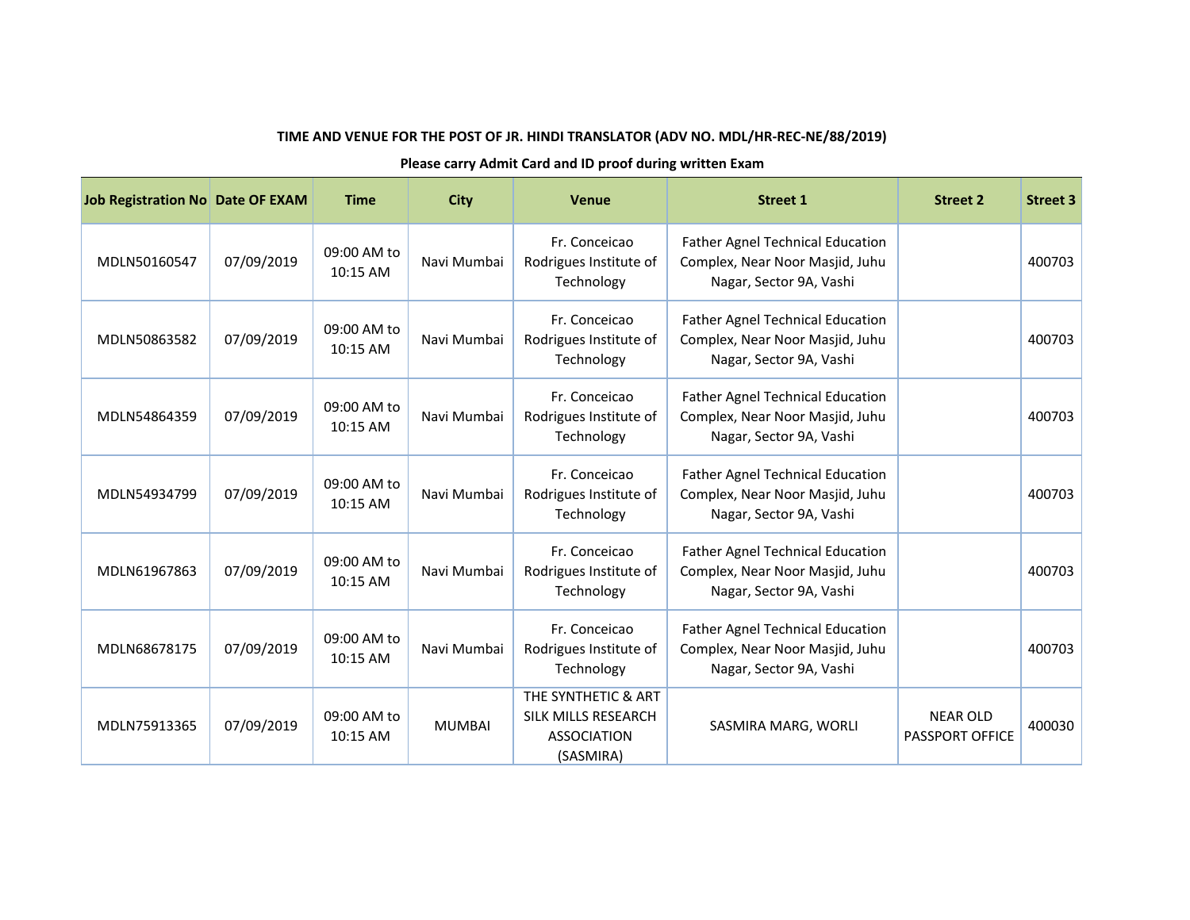**TIME AND VENUE FOR THE POST OF JR. HINDI TRANSLATOR (ADV NO. MDL/HR-REC-NE/88/2019)**

**Please carry Admit Card and ID proof during written Exam**

| Job Registration No | Date OF EXAM | Time | City | Venue | Street 1 | Street 2 | Street 3 |
|---|---|---|---|---|---|---|---|
| MDLN50160547 | 07/09/2019 | 09:00 AM to 10:15 AM | Navi Mumbai | Fr. Conceicao Rodrigues Institute of Technology | Father Agnel Technical Education Complex, Near Noor Masjid, Juhu Nagar, Sector 9A, Vashi | | 400703 |
| MDLN50863582 | 07/09/2019 | 09:00 AM to 10:15 AM | Navi Mumbai | Fr. Conceicao Rodrigues Institute of Technology | Father Agnel Technical Education Complex, Near Noor Masjid, Juhu Nagar, Sector 9A, Vashi | | 400703 |
| MDLN54864359 | 07/09/2019 | 09:00 AM to 10:15 AM | Navi Mumbai | Fr. Conceicao Rodrigues Institute of Technology | Father Agnel Technical Education Complex, Near Noor Masjid, Juhu Nagar, Sector 9A, Vashi | | 400703 |
| MDLN54934799 | 07/09/2019 | 09:00 AM to 10:15 AM | Navi Mumbai | Fr. Conceicao Rodrigues Institute of Technology | Father Agnel Technical Education Complex, Near Noor Masjid, Juhu Nagar, Sector 9A, Vashi | | 400703 |
| MDLN61967863 | 07/09/2019 | 09:00 AM to 10:15 AM | Navi Mumbai | Fr. Conceicao Rodrigues Institute of Technology | Father Agnel Technical Education Complex, Near Noor Masjid, Juhu Nagar, Sector 9A, Vashi | | 400703 |
| MDLN68678175 | 07/09/2019 | 09:00 AM to 10:15 AM | Navi Mumbai | Fr. Conceicao Rodrigues Institute of Technology | Father Agnel Technical Education Complex, Near Noor Masjid, Juhu Nagar, Sector 9A, Vashi | | 400703 |
| MDLN75913365 | 07/09/2019 | 09:00 AM to 10:15 AM | MUMBAI | THE SYNTHETIC & ART SILK MILLS RESEARCH ASSOCIATION (SASMIRA) | SASMIRA MARG, WORLI | NEAR OLD PASSPORT OFFICE | 400030 |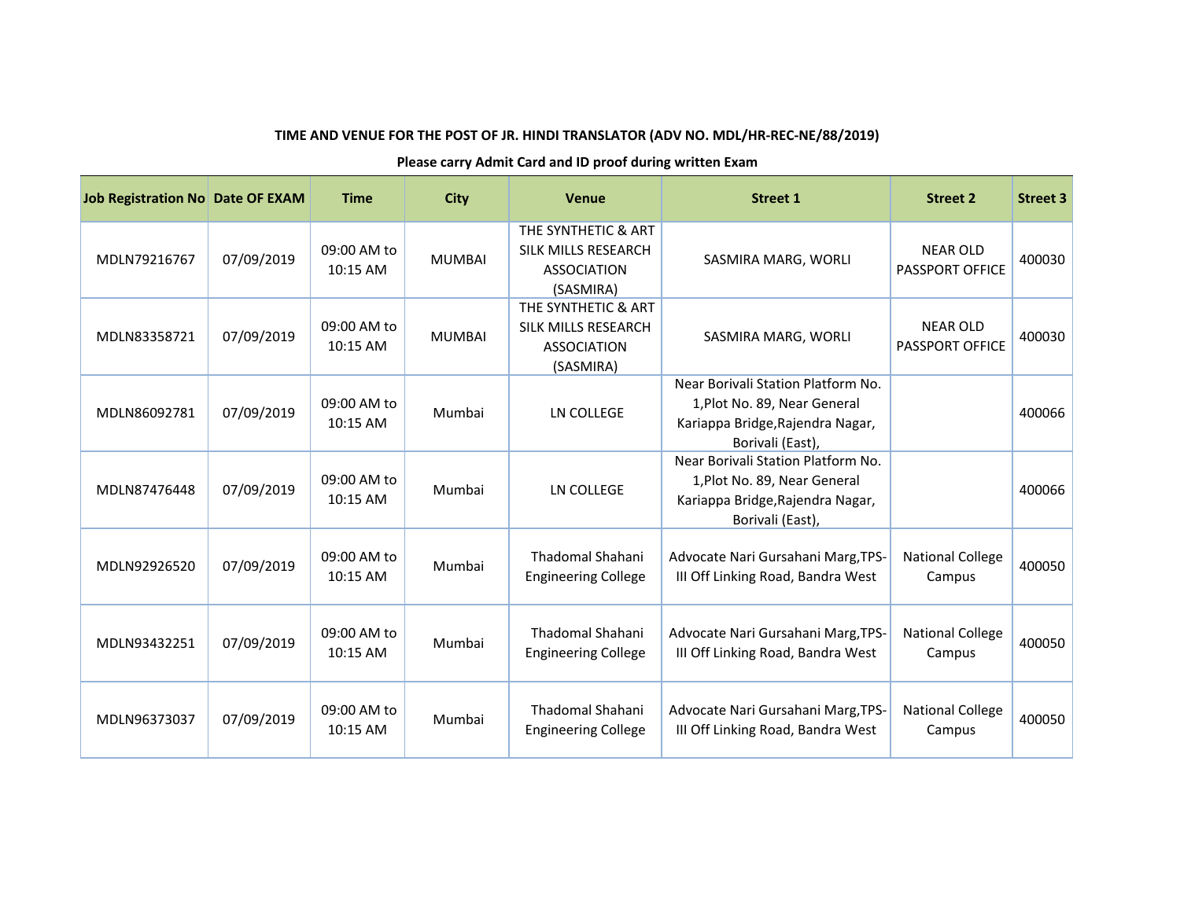**TIME AND VENUE FOR THE POST OF JR. HINDI TRANSLATOR (ADV NO. MDL/HR-REC-NE/88/2019)**

**Please carry Admit Card and ID proof during written Exam**

| Job Registration No | Date OF EXAM | Time | City | Venue | Street 1 | Street 2 | Street 3 |
|---|---|---|---|---|---|---|---|
| MDLN79216767 | 07/09/2019 | 09:00 AM to 10:15 AM | MUMBAI | THE SYNTHETIC & ART SILK MILLS RESEARCH ASSOCIATION (SASMIRA) | SASMIRA MARG, WORLI | NEAR OLD PASSPORT OFFICE | 400030 |
| MDLN83358721 | 07/09/2019 | 09:00 AM to 10:15 AM | MUMBAI | THE SYNTHETIC & ART SILK MILLS RESEARCH ASSOCIATION (SASMIRA) | SASMIRA MARG, WORLI | NEAR OLD PASSPORT OFFICE | 400030 |
| MDLN86092781 | 07/09/2019 | 09:00 AM to 10:15 AM | Mumbai | LN COLLEGE | Near Borivali Station Platform No. 1,Plot No. 89, Near General Kariappa Bridge,Rajendra Nagar, Borivali (East), | | 400066 |
| MDLN87476448 | 07/09/2019 | 09:00 AM to 10:15 AM | Mumbai | LN COLLEGE | Near Borivali Station Platform No. 1,Plot No. 89, Near General Kariappa Bridge,Rajendra Nagar, Borivali (East), | | 400066 |
| MDLN92926520 | 07/09/2019 | 09:00 AM to 10:15 AM | Mumbai | Thadomal Shahani Engineering College | Advocate Nari Gursahani Marg,TPS-III Off Linking Road, Bandra West | National College Campus | 400050 |
| MDLN93432251 | 07/09/2019 | 09:00 AM to 10:15 AM | Mumbai | Thadomal Shahani Engineering College | Advocate Nari Gursahani Marg,TPS-III Off Linking Road, Bandra West | National College Campus | 400050 |
| MDLN96373037 | 07/09/2019 | 09:00 AM to 10:15 AM | Mumbai | Thadomal Shahani Engineering College | Advocate Nari Gursahani Marg,TPS-III Off Linking Road, Bandra West | National College Campus | 400050 |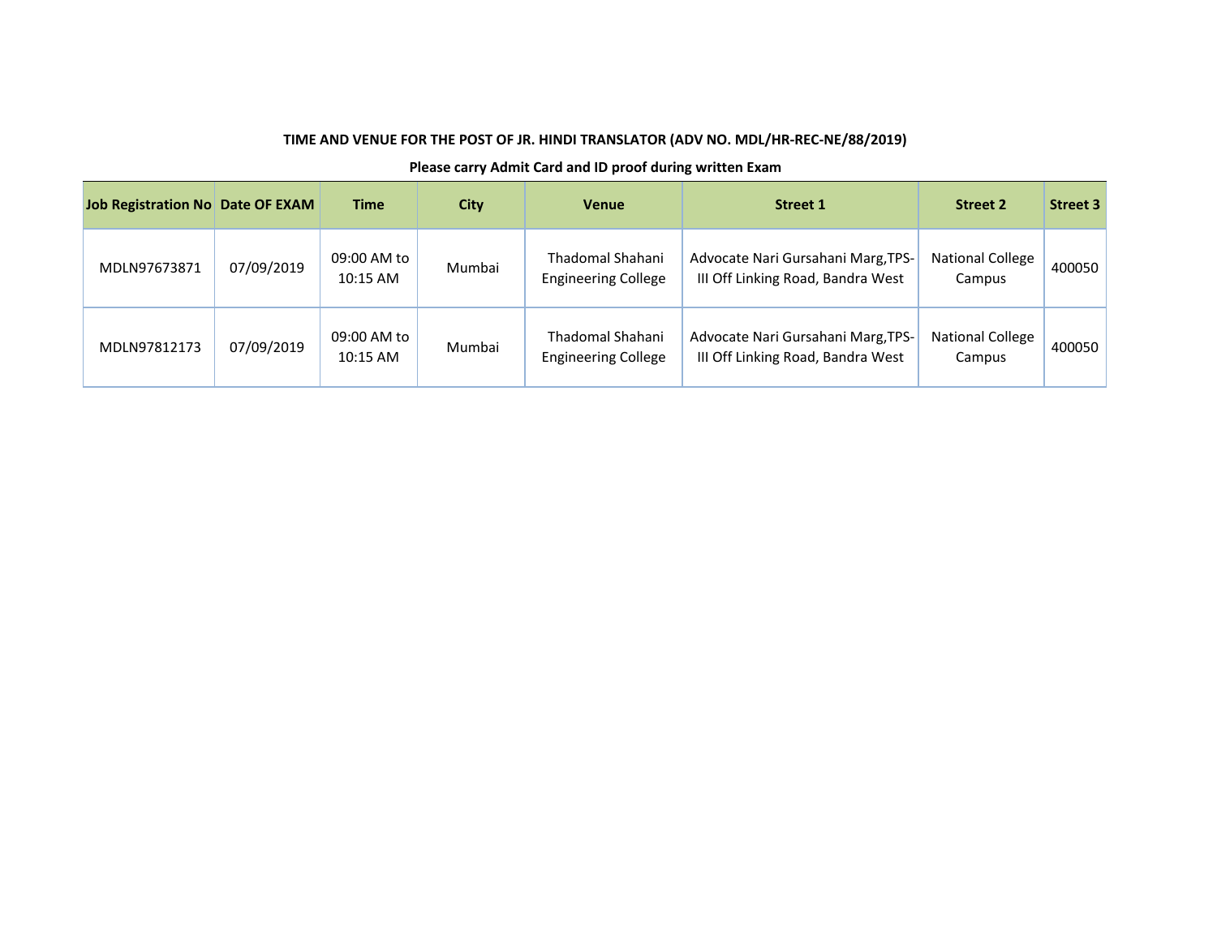**TIME AND VENUE FOR THE POST OF JR. HINDI TRANSLATOR (ADV NO. MDL/HR-REC-NE/88/2019)**

**Please carry Admit Card and ID proof during written Exam**

| Job Registration No | Date OF EXAM | Time | City | Venue | Street 1 | Street 2 | Street 3 |
|---|---|---|---|---|---|---|---|
| MDLN97673871 | 07/09/2019 | 09:00 AM to 10:15 AM | Mumbai | Thadomal Shahani Engineering College | Advocate Nari Gursahani Marg,TPS-III Off Linking Road, Bandra West | National College Campus | 400050 |
| MDLN97812173 | 07/09/2019 | 09:00 AM to 10:15 AM | Mumbai | Thadomal Shahani Engineering College | Advocate Nari Gursahani Marg,TPS-III Off Linking Road, Bandra West | National College Campus | 400050 |